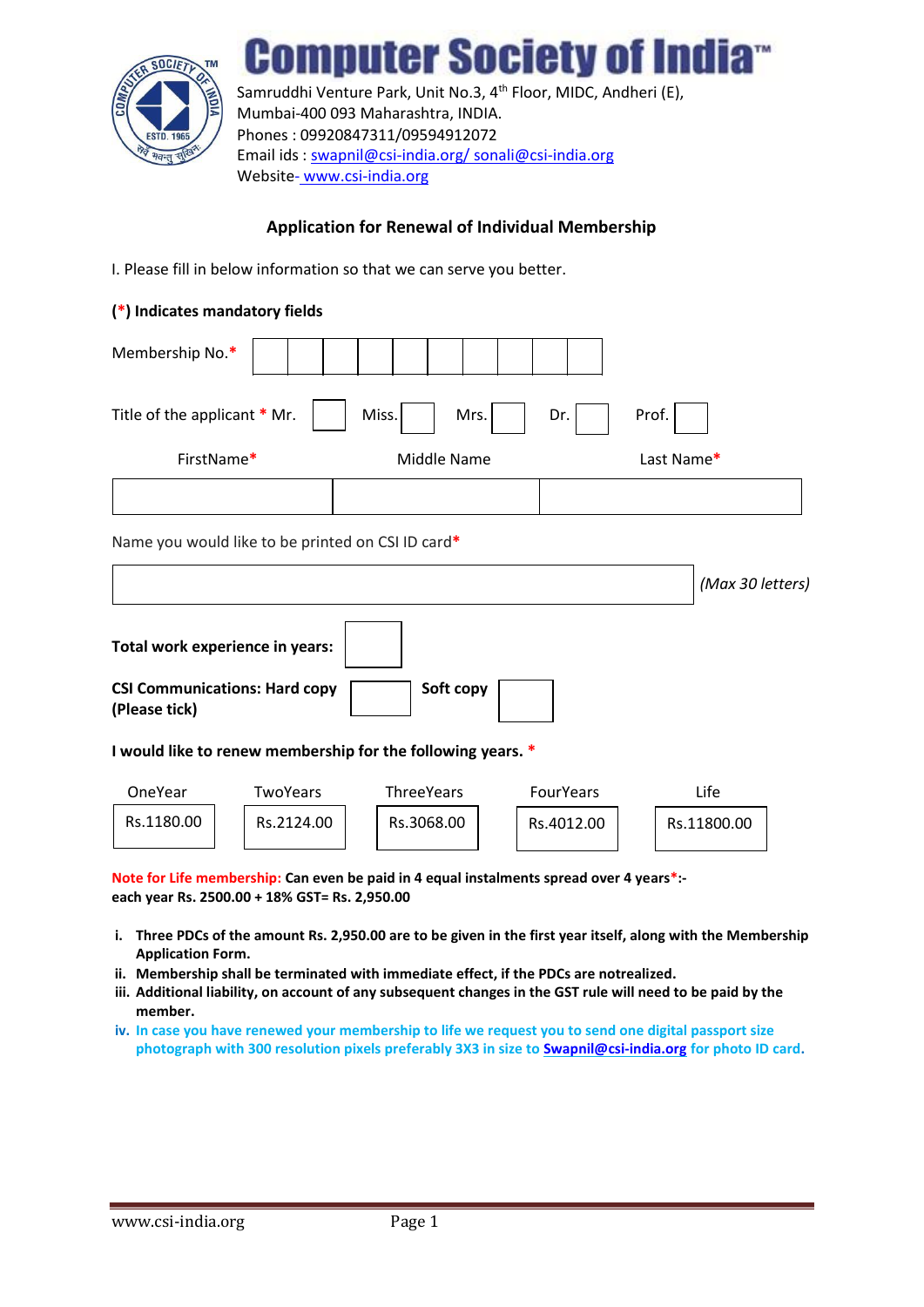# Computer Society of India™

Samruddhi Venture Park, Unit No.3, 4th Floor, MIDC, Andheri (E),
Mumbai-400 093 Maharashtra, INDIA.
Phones : 09920847311/09594912072
Email ids : swapnil@csi-india.org/ sonali@csi-india.org
Website- www.csi-india.org

## Application for Renewal of Individual Membership

I. Please fill in below information so that we can serve you better.

**(*) Indicates mandatory fields**

Membership No.* | | | | | | | | | | |

Title of the applicant * Mr. ☐ Miss. ☐ Mrs. ☐ Dr. ☐ Prof. ☐

| FirstName* | Middle Name | Last Name* |
|---|---|---|
| | | |

Name you would like to be printed on CSI ID card*

| | *(Max 30 letters)* |
|---|---|

**Total work experience in years:** ☐

**CSI Communications: Hard copy (Please tick)** ☐ **Soft copy** ☐

**I would like to renew membership for the following years. ***

| OneYear | TwoYears | ThreeYears | FourYears | Life |
|---|---|---|---|---|
| Rs.1180.00 | Rs.2124.00 | Rs.3068.00 | Rs.4012.00 | Rs.11800.00 |

**Note for Life membership: Can even be paid in 4 equal instalments spread over 4 years*:-**
**each year Rs. 2500.00 + 18% GST= Rs. 2,950.00**

i. **Three PDCs of the amount Rs. 2,950.00 are to be given in the first year itself, along with the Membership Application Form.**
ii. **Membership shall be terminated with immediate effect, if the PDCs are notrealized.**
iii. **Additional liability, on account of any subsequent changes in the GST rule will need to be paid by the member.**
iv. **In case you have renewed your membership to life we request you to send one digital passport size photograph with 300 resolution pixels preferably 3X3 in size to Swapnil@csi-india.org for photo ID card.**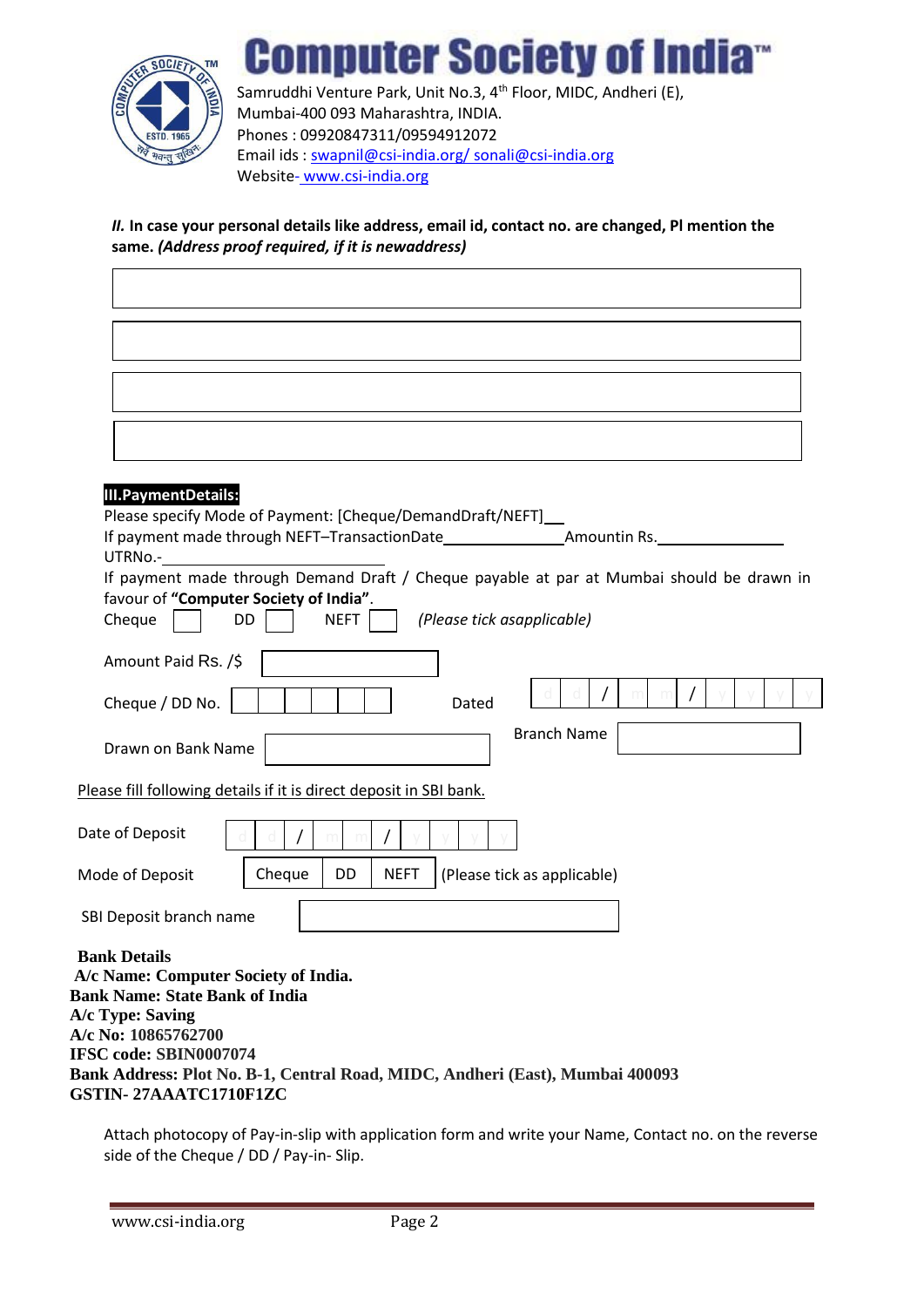# Computer Society of India™

Samruddhi Venture Park, Unit No.3, 4th Floor, MIDC, Andheri (E), Mumbai-400 093 Maharashtra, INDIA.
Phones : 09920847311/09594912072
Email ids : swapnil@csi-india.org/ sonali@csi-india.org
Website- www.csi-india.org

**II. In case your personal details like address, email id, contact no. are changed, Pl mention the same. *(Address proof required, if it is newaddress)***

|  |
|---|
|  |
|  |
|  |
|  |

**III.PaymentDetails:**

Please specify Mode of Payment: [Cheque/DemandDraft/NEFT]\_\_

If payment made through NEFT–TransactionDate\_\_\_\_\_\_\_\_\_\_\_\_\_\_Amountin Rs.\_\_\_\_\_\_\_\_\_\_\_\_\_\_

UTRNo.-\_\_\_\_\_\_\_\_\_\_\_\_\_\_\_\_\_\_\_\_\_\_\_\_

If payment made through Demand Draft / Cheque payable at par at Mumbai should be drawn in favour of **"Computer Society of India"**.

Cheque ☐ DD ☐ NEFT ☐ *(Please tick asapplicable)*

Amount Paid Rs. /$ \_\_\_\_\_\_\_\_\_\_\_\_\_\_

Cheque / DD No. \_\_\_\_\_\_\_\_\_\_\_\_\_\_ Dated d d / m m / y y y y

Drawn on Bank Name \_\_\_\_\_\_\_\_\_\_\_\_\_\_ Branch Name \_\_\_\_\_\_\_\_\_\_\_\_\_\_

Please fill following details if it is direct deposit in SBI bank.

Date of Deposit d d / m m / y y y y

Mode of Deposit | Cheque | DD | NEFT | (Please tick as applicable)

SBI Deposit branch name \_\_\_\_\_\_\_\_\_\_\_\_\_\_

**Bank Details**

**A/c Name: Computer Society of India.**
**Bank Name: State Bank of India**
**A/c Type: Saving**
**A/c No: 10865762700**
**IFSC code: SBIN0007074**
**Bank Address: Plot No. B-1, Central Road, MIDC, Andheri (East), Mumbai 400093**
**GSTIN- 27AAATC1710F1ZC**

Attach photocopy of Pay-in-slip with application form and write your Name, Contact no. on the reverse side of the Cheque / DD / Pay-in- Slip.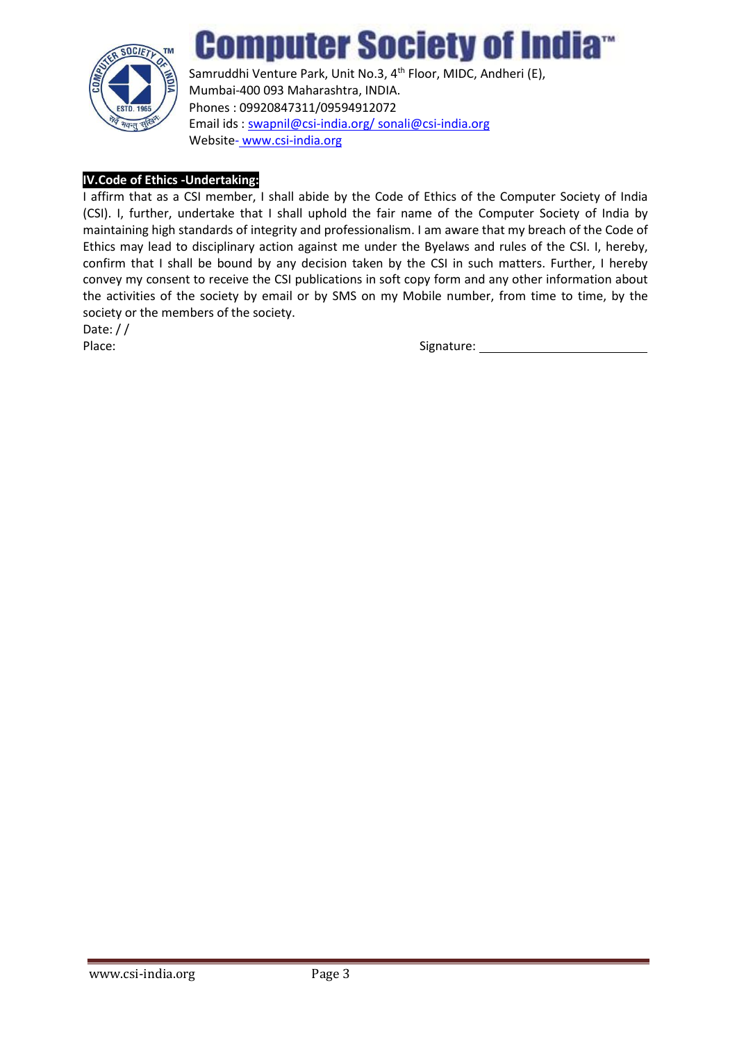# Computer Society of India™

Samruddhi Venture Park, Unit No.3, 4th Floor, MIDC, Andheri (E),
Mumbai-400 093 Maharashtra, INDIA.
Phones : 09920847311/09594912072
Email ids : swapnil@csi-india.org/ sonali@csi-india.org
Website- www.csi-india.org

**IV.Code of Ethics -Undertaking:**

I affirm that as a CSI member, I shall abide by the Code of Ethics of the Computer Society of India (CSI). I, further, undertake that I shall uphold the fair name of the Computer Society of India by maintaining high standards of integrity and professionalism. I am aware that my breach of the Code of Ethics may lead to disciplinary action against me under the Byelaws and rules of the CSI. I, hereby, confirm that I shall be bound by any decision taken by the CSI in such matters. Further, I hereby convey my consent to receive the CSI publications in soft copy form and any other information about the activities of the society by email or by SMS on my Mobile number, from time to time, by the society or the members of the society.

Date: / /

Place:

Signature: \_\_\_\_\_\_\_\_\_\_\_\_\_\_\_\_\_\_\_\_\_\_\_\_